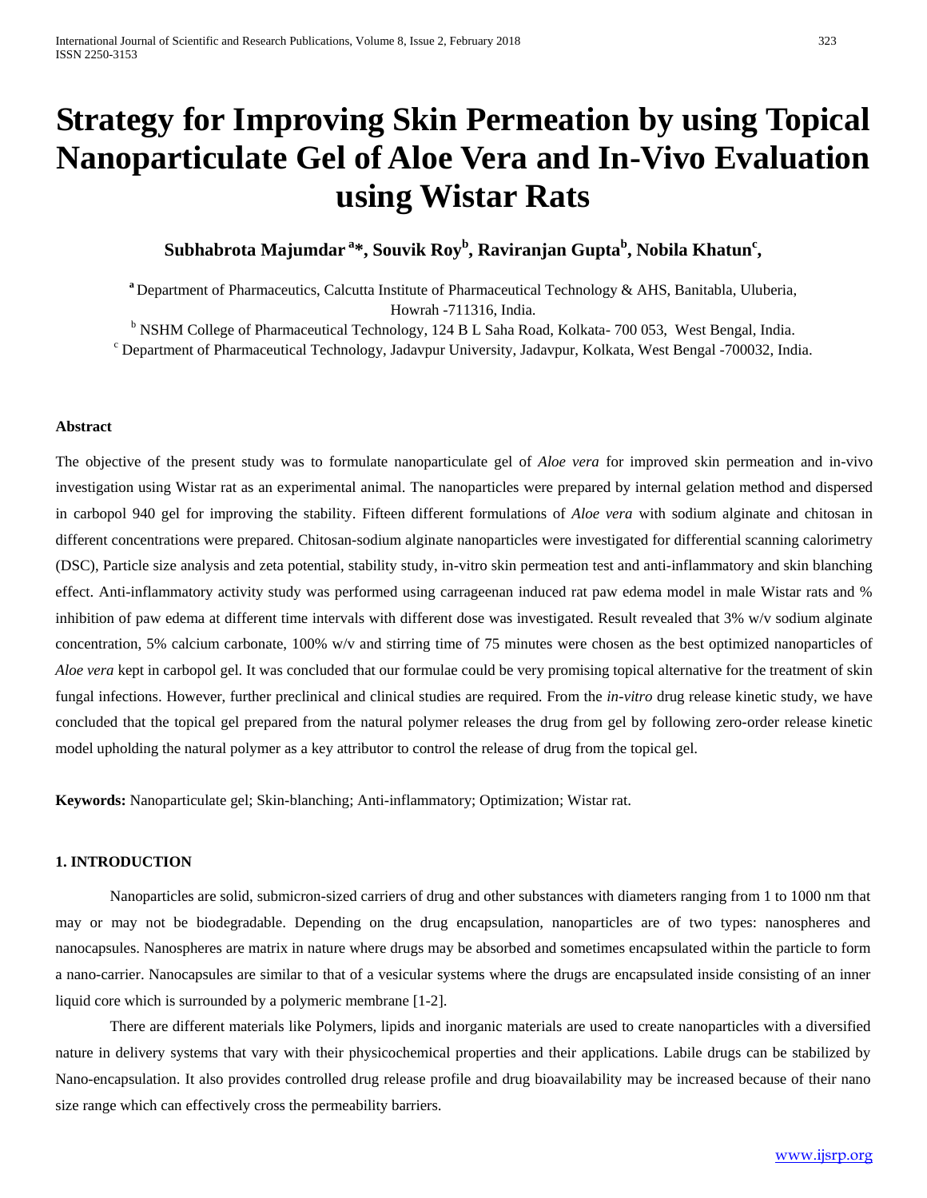# Strategy for Improving Skin Permeation by using Topical Nanoparticulate Gel of Aloe Vera and In-Vivo Evaluation using Wistar Rats

**Subhabrota Majumdar [a]*, Souvik Roy[b], Raviranjan Gupta[b], Nobila Khatun[c],**

[a] Department of Pharmaceutics, Calcutta Institute of Pharmaceutical Technology & AHS, Banitabla, Uluberia, Howrah -711316, India.

[b] NSHM College of Pharmaceutical Technology, 124 B L Saha Road, Kolkata- 700 053, West Bengal, India.

[c] Department of Pharmaceutical Technology, Jadavpur University, Jadavpur, Kolkata, West Bengal -700032, India.

#### Abstract

The objective of the present study was to formulate nanoparticulate gel of *Aloe vera* for improved skin permeation and in-vivo investigation using Wistar rat as an experimental animal. The nanoparticles were prepared by internal gelation method and dispersed in carbopol 940 gel for improving the stability. Fifteen different formulations of *Aloe vera* with sodium alginate and chitosan in different concentrations were prepared. Chitosan-sodium alginate nanoparticles were investigated for differential scanning calorimetry (DSC), Particle size analysis and zeta potential, stability study, in-vitro skin permeation test and anti-inflammatory and skin blanching effect. Anti-inflammatory activity study was performed using carrageenan induced rat paw edema model in male Wistar rats and % inhibition of paw edema at different time intervals with different dose was investigated. Result revealed that 3% w/v sodium alginate concentration, 5% calcium carbonate, 100% w/v and stirring time of 75 minutes were chosen as the best optimized nanoparticles of *Aloe vera* kept in carbopol gel. It was concluded that our formulae could be very promising topical alternative for the treatment of skin fungal infections. However, further preclinical and clinical studies are required. From the *in-vitro* drug release kinetic study, we have concluded that the topical gel prepared from the natural polymer releases the drug from gel by following zero-order release kinetic model upholding the natural polymer as a key attributor to control the release of drug from the topical gel.

**Keywords:** Nanoparticulate gel; Skin-blanching; Anti-inflammatory; Optimization; Wistar rat.

#### 1. INTRODUCTION

Nanoparticles are solid, submicron-sized carriers of drug and other substances with diameters ranging from 1 to 1000 nm that may or may not be biodegradable. Depending on the drug encapsulation, nanoparticles are of two types: nanospheres and nanocapsules. Nanospheres are matrix in nature where drugs may be absorbed and sometimes encapsulated within the particle to form a nano-carrier. Nanocapsules are similar to that of a vesicular systems where the drugs are encapsulated inside consisting of an inner liquid core which is surrounded by a polymeric membrane [1-2].

There are different materials like Polymers, lipids and inorganic materials are used to create nanoparticles with a diversified nature in delivery systems that vary with their physicochemical properties and their applications. Labile drugs can be stabilized by Nano-encapsulation. It also provides controlled drug release profile and drug bioavailability may be increased because of their nano size range which can effectively cross the permeability barriers.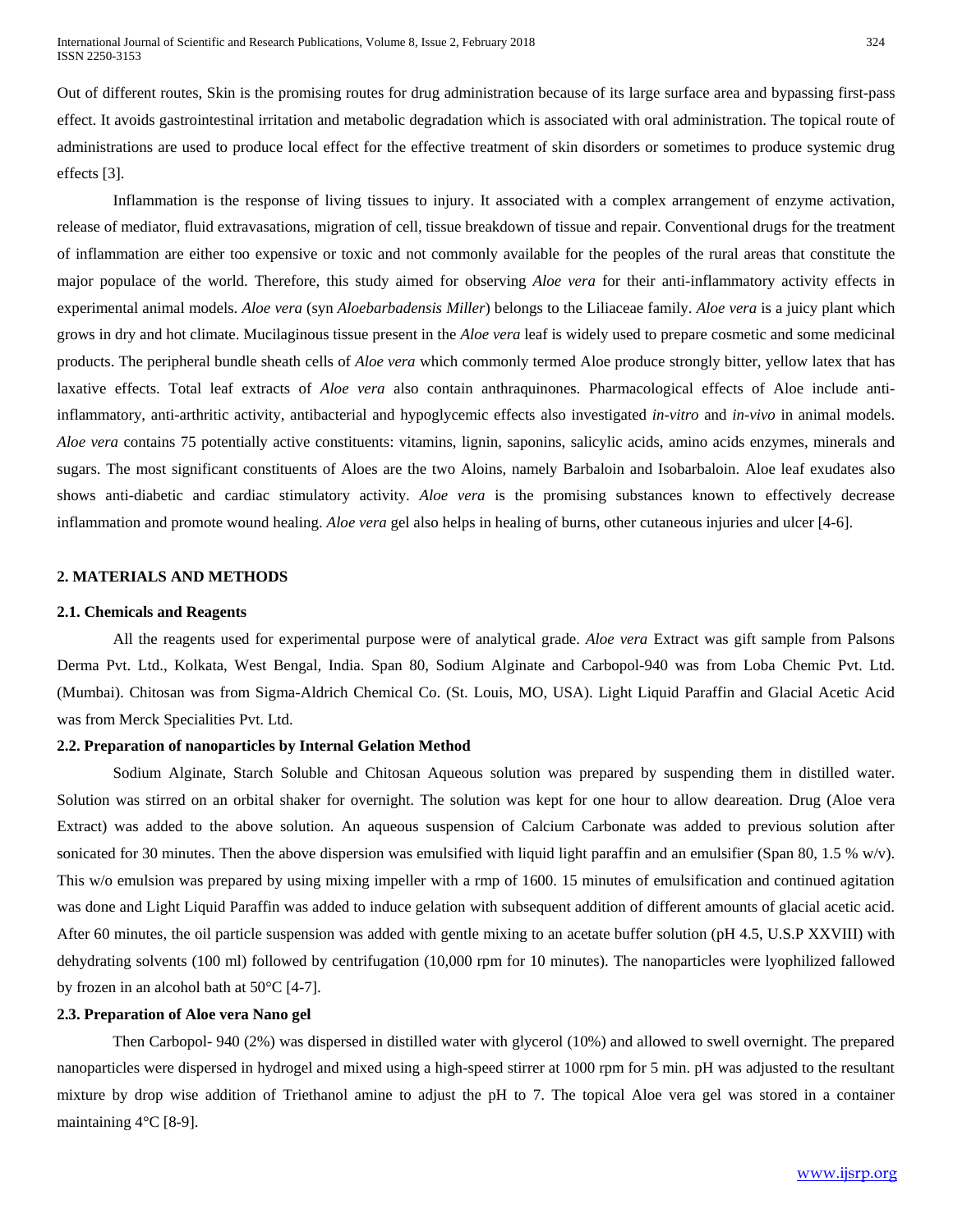Out of different routes, Skin is the promising routes for drug administration because of its large surface area and bypassing first-pass effect. It avoids gastrointestinal irritation and metabolic degradation which is associated with oral administration. The topical route of administrations are used to produce local effect for the effective treatment of skin disorders or sometimes to produce systemic drug effects [3].

Inflammation is the response of living tissues to injury. It associated with a complex arrangement of enzyme activation, release of mediator, fluid extravasations, migration of cell, tissue breakdown of tissue and repair. Conventional drugs for the treatment of inflammation are either too expensive or toxic and not commonly available for the peoples of the rural areas that constitute the major populace of the world. Therefore, this study aimed for observing *Aloe vera* for their anti-inflammatory activity effects in experimental animal models. *Aloe vera* (syn *Aloebarbadensis Miller*) belongs to the Liliaceae family. *Aloe vera* is a juicy plant which grows in dry and hot climate. Mucilaginous tissue present in the *Aloe vera* leaf is widely used to prepare cosmetic and some medicinal products. The peripheral bundle sheath cells of *Aloe vera* which commonly termed Aloe produce strongly bitter, yellow latex that has laxative effects. Total leaf extracts of *Aloe vera* also contain anthraquinones. Pharmacological effects of Aloe include anti-inflammatory, anti-arthritic activity, antibacterial and hypoglycemic effects also investigated *in-vitro* and *in-vivo* in animal models. *Aloe vera* contains 75 potentially active constituents: vitamins, lignin, saponins, salicylic acids, amino acids enzymes, minerals and sugars. The most significant constituents of Aloes are the two Aloins, namely Barbaloin and Isobarbaloin. Aloe leaf exudates also shows anti-diabetic and cardiac stimulatory activity. *Aloe vera* is the promising substances known to effectively decrease inflammation and promote wound healing. *Aloe vera* gel also helps in healing of burns, other cutaneous injuries and ulcer [4-6].

## 2. MATERIALS AND METHODS

### 2.1. Chemicals and Reagents

All the reagents used for experimental purpose were of analytical grade. *Aloe vera* Extract was gift sample from Palsons Derma Pvt. Ltd., Kolkata, West Bengal, India. Span 80, Sodium Alginate and Carbopol-940 was from Loba Chemic Pvt. Ltd. (Mumbai). Chitosan was from Sigma-Aldrich Chemical Co. (St. Louis, MO, USA). Light Liquid Paraffin and Glacial Acetic Acid was from Merck Specialities Pvt. Ltd.

### 2.2. Preparation of nanoparticles by Internal Gelation Method

Sodium Alginate, Starch Soluble and Chitosan Aqueous solution was prepared by suspending them in distilled water. Solution was stirred on an orbital shaker for overnight. The solution was kept for one hour to allow deareation. Drug (Aloe vera Extract) was added to the above solution. An aqueous suspension of Calcium Carbonate was added to previous solution after sonicated for 30 minutes. Then the above dispersion was emulsified with liquid light paraffin and an emulsifier (Span 80, 1.5 % w/v). This w/o emulsion was prepared by using mixing impeller with a rmp of 1600. 15 minutes of emulsification and continued agitation was done and Light Liquid Paraffin was added to induce gelation with subsequent addition of different amounts of glacial acetic acid. After 60 minutes, the oil particle suspension was added with gentle mixing to an acetate buffer solution (pH 4.5, U.S.P XXVIII) with dehydrating solvents (100 ml) followed by centrifugation (10,000 rpm for 10 minutes). The nanoparticles were lyophilized fallowed by frozen in an alcohol bath at 50°C [4-7].

### 2.3. Preparation of Aloe vera Nano gel

Then Carbopol- 940 (2%) was dispersed in distilled water with glycerol (10%) and allowed to swell overnight. The prepared nanoparticles were dispersed in hydrogel and mixed using a high-speed stirrer at 1000 rpm for 5 min. pH was adjusted to the resultant mixture by drop wise addition of Triethanol amine to adjust the pH to 7. The topical Aloe vera gel was stored in a container maintaining 4°C [8-9].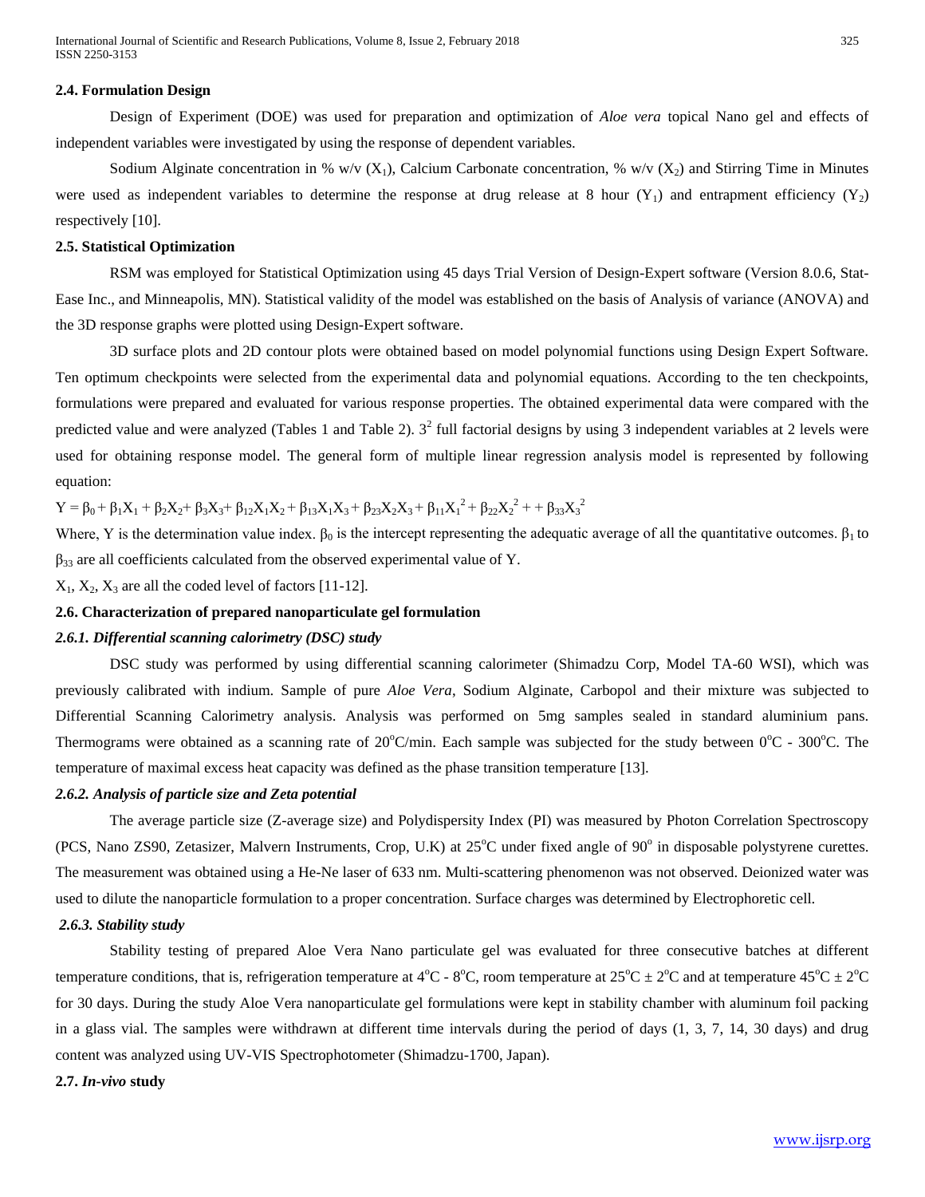### 2.4. Formulation Design

Design of Experiment (DOE) was used for preparation and optimization of *Aloe vera* topical Nano gel and effects of independent variables were investigated by using the response of dependent variables.

Sodium Alginate concentration in % w/v ($X_1$), Calcium Carbonate concentration, % w/v ($X_2$) and Stirring Time in Minutes were used as independent variables to determine the response at drug release at 8 hour ($Y_1$) and entrapment efficiency ($Y_2$) respectively [10].

### 2.5. Statistical Optimization

RSM was employed for Statistical Optimization using 45 days Trial Version of Design-Expert software (Version 8.0.6, Stat-Ease Inc., and Minneapolis, MN). Statistical validity of the model was established on the basis of Analysis of variance (ANOVA) and the 3D response graphs were plotted using Design-Expert software.

3D surface plots and 2D contour plots were obtained based on model polynomial functions using Design Expert Software. Ten optimum checkpoints were selected from the experimental data and polynomial equations. According to the ten checkpoints, formulations were prepared and evaluated for various response properties. The obtained experimental data were compared with the predicted value and were analyzed (Tables 1 and Table 2). $3^2$ full factorial designs by using 3 independent variables at 2 levels were used for obtaining response model. The general form of multiple linear regression analysis model is represented by following equation:

$$Y = \beta_0 + \beta_1X_1 + \beta_2X_2 + \beta_3X_3 + \beta_{12}X_1X_2 + \beta_{13}X_1X_3 + \beta_{23}X_2X_3 + \beta_{11}X_1^2 + \beta_{22}X_2^2 + + \beta_{33}X_3^2$$

Where, Y is the determination value index. $\beta_0$ is the intercept representing the adequatic average of all the quantitative outcomes. $\beta_1$ to $\beta_{33}$ are all coefficients calculated from the observed experimental value of Y.

$X_1$, $X_2$, $X_3$ are all the coded level of factors [11-12].

### 2.6. Characterization of prepared nanoparticulate gel formulation

#### *2.6.1. Differential scanning calorimetry (DSC) study*

DSC study was performed by using differential scanning calorimeter (Shimadzu Corp, Model TA-60 WSI), which was previously calibrated with indium. Sample of pure *Aloe Vera*, Sodium Alginate, Carbopol and their mixture was subjected to Differential Scanning Calorimetry analysis. Analysis was performed on 5mg samples sealed in standard aluminium pans. Thermograms were obtained as a scanning rate of 20°C/min. Each sample was subjected for the study between 0°C - 300°C. The temperature of maximal excess heat capacity was defined as the phase transition temperature [13].

#### *2.6.2. Analysis of particle size and Zeta potential*

The average particle size (Z-average size) and Polydispersity Index (PI) was measured by Photon Correlation Spectroscopy (PCS, Nano ZS90, Zetasizer, Malvern Instruments, Crop, U.K) at 25°C under fixed angle of 90° in disposable polystyrene curettes. The measurement was obtained using a He-Ne laser of 633 nm. Multi-scattering phenomenon was not observed. Deionized water was used to dilute the nanoparticle formulation to a proper concentration. Surface charges was determined by Electrophoretic cell.

#### *2.6.3. Stability study*

Stability testing of prepared Aloe Vera Nano particulate gel was evaluated for three consecutive batches at different temperature conditions, that is, refrigeration temperature at 4°C - 8°C, room temperature at 25°C ± 2°C and at temperature 45°C ± 2°C for 30 days. During the study Aloe Vera nanoparticulate gel formulations were kept in stability chamber with aluminum foil packing in a glass vial. The samples were withdrawn at different time intervals during the period of days (1, 3, 7, 14, 30 days) and drug content was analyzed using UV-VIS Spectrophotometer (Shimadzu-1700, Japan).

### 2.7. *In-vivo* study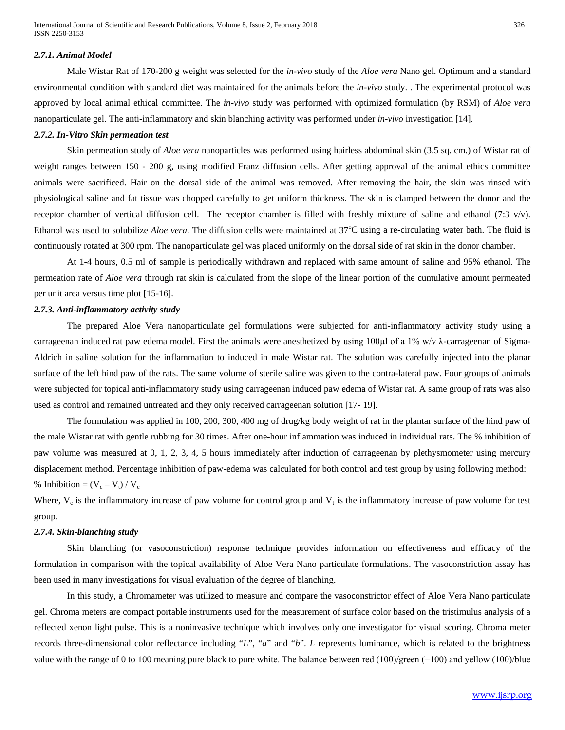### *2.7.1. Animal Model*

Male Wistar Rat of 170-200 g weight was selected for the *in-vivo* study of the *Aloe vera* Nano gel. Optimum and a standard environmental condition with standard diet was maintained for the animals before the *in-vivo* study. . The experimental protocol was approved by local animal ethical committee. The *in-vivo* study was performed with optimized formulation (by RSM) of *Aloe vera* nanoparticulate gel. The anti-inflammatory and skin blanching activity was performed under *in-vivo* investigation [14].

### *2.7.2. In-Vitro Skin permeation test*

Skin permeation study of *Aloe vera* nanoparticles was performed using hairless abdominal skin (3.5 sq. cm.) of Wistar rat of weight ranges between 150 - 200 g, using modified Franz diffusion cells. After getting approval of the animal ethics committee animals were sacrificed. Hair on the dorsal side of the animal was removed. After removing the hair, the skin was rinsed with physiological saline and fat tissue was chopped carefully to get uniform thickness. The skin is clamped between the donor and the receptor chamber of vertical diffusion cell. The receptor chamber is filled with freshly mixture of saline and ethanol (7:3 v/v). Ethanol was used to solubilize *Aloe vera*. The diffusion cells were maintained at 37$^{o}$C using a re-circulating water bath. The fluid is continuously rotated at 300 rpm. The nanoparticulate gel was placed uniformly on the dorsal side of rat skin in the donor chamber.

At 1-4 hours, 0.5 ml of sample is periodically withdrawn and replaced with same amount of saline and 95% ethanol. The permeation rate of *Aloe vera* through rat skin is calculated from the slope of the linear portion of the cumulative amount permeated per unit area versus time plot [15-16].

### *2.7.3. Anti-inflammatory activity study*

The prepared Aloe Vera nanoparticulate gel formulations were subjected for anti-inflammatory activity study using a carrageenan induced rat paw edema model. First the animals were anesthetized by using 100μl of a 1% w/v λ-carrageenan of Sigma-Aldrich in saline solution for the inflammation to induced in male Wistar rat. The solution was carefully injected into the planar surface of the left hind paw of the rats. The same volume of sterile saline was given to the contra-lateral paw. Four groups of animals were subjected for topical anti-inflammatory study using carrageenan induced paw edema of Wistar rat. A same group of rats was also used as control and remained untreated and they only received carrageenan solution [17- 19].

The formulation was applied in 100, 200, 300, 400 mg of drug/kg body weight of rat in the plantar surface of the hind paw of the male Wistar rat with gentle rubbing for 30 times. After one-hour inflammation was induced in individual rats. The % inhibition of paw volume was measured at 0, 1, 2, 3, 4, 5 hours immediately after induction of carrageenan by plethysmometer using mercury displacement method. Percentage inhibition of paw-edema was calculated for both control and test group by using following method:

% Inhibition = $(V_c - V_t) / V_c$

Where, $V_c$ is the inflammatory increase of paw volume for control group and $V_t$ is the inflammatory increase of paw volume for test group.

### *2.7.4. Skin-blanching study*

Skin blanching (or vasoconstriction) response technique provides information on effectiveness and efficacy of the formulation in comparison with the topical availability of Aloe Vera Nano particulate formulations. The vasoconstriction assay has been used in many investigations for visual evaluation of the degree of blanching.

In this study, a Chromameter was utilized to measure and compare the vasoconstrictor effect of Aloe Vera Nano particulate gel. Chroma meters are compact portable instruments used for the measurement of surface color based on the tristimulus analysis of a reflected xenon light pulse. This is a noninvasive technique which involves only one investigator for visual scoring. Chroma meter records three-dimensional color reflectance including "*L*", "*a*" and "*b*". *L* represents luminance, which is related to the brightness value with the range of 0 to 100 meaning pure black to pure white. The balance between red (100)/green (−100) and yellow (100)/blue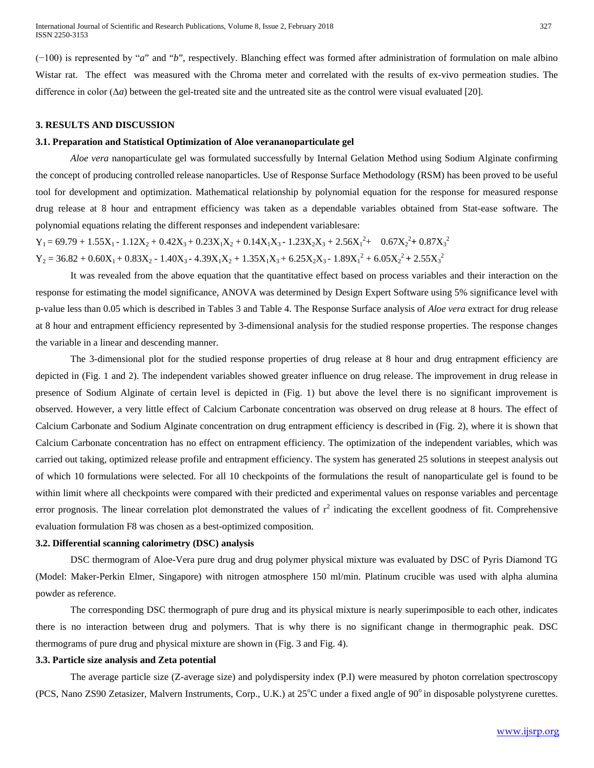(−100) is represented by "*a*" and "*b*", respectively. Blanching effect was formed after administration of formulation on male albino Wistar rat. The effect was measured with the Chroma meter and correlated with the results of ex-vivo permeation studies. The difference in color ($\Delta a$) between the gel-treated site and the untreated site as the control were visual evaluated [20].

## 3. RESULTS AND DISCUSSION

### 3.1. Preparation and Statistical Optimization of Aloe verananoparticulate gel

*Aloe vera* nanoparticulate gel was formulated successfully by Internal Gelation Method using Sodium Alginate confirming the concept of producing controlled release nanoparticles. Use of Response Surface Methodology (RSM) has been proved to be useful tool for development and optimization. Mathematical relationship by polynomial equation for the response for measured response drug release at 8 hour and entrapment efficiency was taken as a dependable variables obtained from Stat-ease software. The polynomial equations relating the different responses and independent variablesare:

$$Y_1 = 69.79 + 1.55X_1 - 1.12X_2 + 0.42X_3 + 0.23X_1X_2 + 0.14X_1X_3 - 1.23X_2X_3 + 2.56X_1^2 + \quad 0.67X_2^2 + 0.87X_3^2$$

$$Y_2 = 36.82 + 0.60X_1 + 0.83X_2 - 1.40X_3 - 4.39X_1X_2 + 1.35X_1X_3 + 6.25X_2X_3 - 1.89X_1^2 + 6.05X_2^2 + 2.55X_3^2$$

It was revealed from the above equation that the quantitative effect based on process variables and their interaction on the response for estimating the model significance, ANOVA was determined by Design Expert Software using 5% significance level with p-value less than 0.05 which is described in Tables 3 and Table 4. The Response Surface analysis of *Aloe vera* extract for drug release at 8 hour and entrapment efficiency represented by 3-dimensional analysis for the studied response properties. The response changes the variable in a linear and descending manner.

The 3-dimensional plot for the studied response properties of drug release at 8 hour and drug entrapment efficiency are depicted in (Fig. 1 and 2). The independent variables showed greater influence on drug release. The improvement in drug release in presence of Sodium Alginate of certain level is depicted in (Fig. 1) but above the level there is no significant improvement is observed. However, a very little effect of Calcium Carbonate concentration was observed on drug release at 8 hours. The effect of Calcium Carbonate and Sodium Alginate concentration on drug entrapment efficiency is described in (Fig. 2), where it is shown that Calcium Carbonate concentration has no effect on entrapment efficiency. The optimization of the independent variables, which was carried out taking, optimized release profile and entrapment efficiency. The system has generated 25 solutions in steepest analysis out of which 10 formulations were selected. For all 10 checkpoints of the formulations the result of nanoparticulate gel is found to be within limit where all checkpoints were compared with their predicted and experimental values on response variables and percentage error prognosis. The linear correlation plot demonstrated the values of $r^2$ indicating the excellent goodness of fit. Comprehensive evaluation formulation F8 was chosen as a best-optimized composition.

### 3.2. Differential scanning calorimetry (DSC) analysis

DSC thermogram of Aloe-Vera pure drug and drug polymer physical mixture was evaluated by DSC of Pyris Diamond TG (Model: Maker-Perkin Elmer, Singapore) with nitrogen atmosphere 150 ml/min. Platinum crucible was used with alpha alumina powder as reference.

The corresponding DSC thermograph of pure drug and its physical mixture is nearly superimposible to each other, indicates there is no interaction between drug and polymers. That is why there is no significant change in thermographic peak. DSC thermograms of pure drug and physical mixture are shown in (Fig. 3 and Fig. 4).

### 3.3. Particle size analysis and Zeta potential

The average particle size (Z-average size) and polydispersity index (P.I) were measured by photon correlation spectroscopy (PCS, Nano ZS90 Zetasizer, Malvern Instruments, Corp., U.K.) at 25°C under a fixed angle of 90° in disposable polystyrene curettes.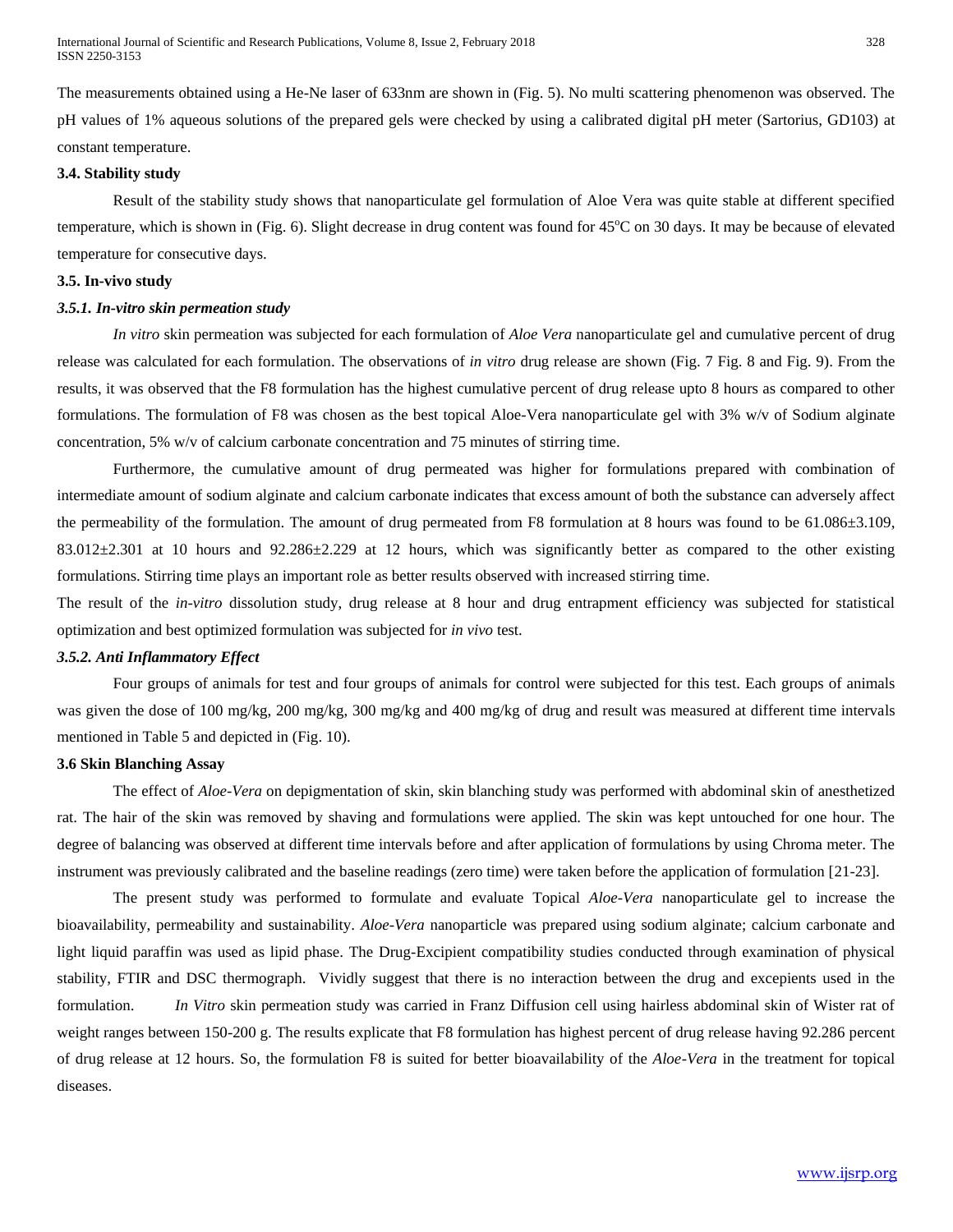The measurements obtained using a He-Ne laser of 633nm are shown in (Fig. 5). No multi scattering phenomenon was observed. The pH values of 1% aqueous solutions of the prepared gels were checked by using a calibrated digital pH meter (Sartorius, GD103) at constant temperature.

#### 3.4. Stability study

Result of the stability study shows that nanoparticulate gel formulation of Aloe Vera was quite stable at different specified temperature, which is shown in (Fig. 6). Slight decrease in drug content was found for 45°C on 30 days. It may be because of elevated temperature for consecutive days.

#### 3.5. In-vivo study

##### *3.5.1. In-vitro skin permeation study*

*In vitro* skin permeation was subjected for each formulation of *Aloe Vera* nanoparticulate gel and cumulative percent of drug release was calculated for each formulation. The observations of *in vitro* drug release are shown (Fig. 7 Fig. 8 and Fig. 9). From the results, it was observed that the F8 formulation has the highest cumulative percent of drug release upto 8 hours as compared to other formulations. The formulation of F8 was chosen as the best topical Aloe-Vera nanoparticulate gel with 3% w/v of Sodium alginate concentration, 5% w/v of calcium carbonate concentration and 75 minutes of stirring time.

Furthermore, the cumulative amount of drug permeated was higher for formulations prepared with combination of intermediate amount of sodium alginate and calcium carbonate indicates that excess amount of both the substance can adversely affect the permeability of the formulation. The amount of drug permeated from F8 formulation at 8 hours was found to be 61.086±3.109, 83.012±2.301 at 10 hours and 92.286±2.229 at 12 hours, which was significantly better as compared to the other existing formulations. Stirring time plays an important role as better results observed with increased stirring time.

The result of the *in-vitro* dissolution study, drug release at 8 hour and drug entrapment efficiency was subjected for statistical optimization and best optimized formulation was subjected for *in vivo* test.

##### *3.5.2. Anti Inflammatory Effect*

Four groups of animals for test and four groups of animals for control were subjected for this test. Each groups of animals was given the dose of 100 mg/kg, 200 mg/kg, 300 mg/kg and 400 mg/kg of drug and result was measured at different time intervals mentioned in Table 5 and depicted in (Fig. 10).

#### 3.6 Skin Blanching Assay

The effect of *Aloe-Vera* on depigmentation of skin, skin blanching study was performed with abdominal skin of anesthetized rat. The hair of the skin was removed by shaving and formulations were applied. The skin was kept untouched for one hour. The degree of balancing was observed at different time intervals before and after application of formulations by using Chroma meter. The instrument was previously calibrated and the baseline readings (zero time) were taken before the application of formulation [21-23].

The present study was performed to formulate and evaluate Topical *Aloe-Vera* nanoparticulate gel to increase the bioavailability, permeability and sustainability. *Aloe-Vera* nanoparticle was prepared using sodium alginate; calcium carbonate and light liquid paraffin was used as lipid phase. The Drug-Excipient compatibility studies conducted through examination of physical stability, FTIR and DSC thermograph. Vividly suggest that there is no interaction between the drug and excepients used in the formulation. *In Vitro* skin permeation study was carried in Franz Diffusion cell using hairless abdominal skin of Wister rat of weight ranges between 150-200 g. The results explicate that F8 formulation has highest percent of drug release having 92.286 percent of drug release at 12 hours. So, the formulation F8 is suited for better bioavailability of the *Aloe-Vera* in the treatment for topical diseases.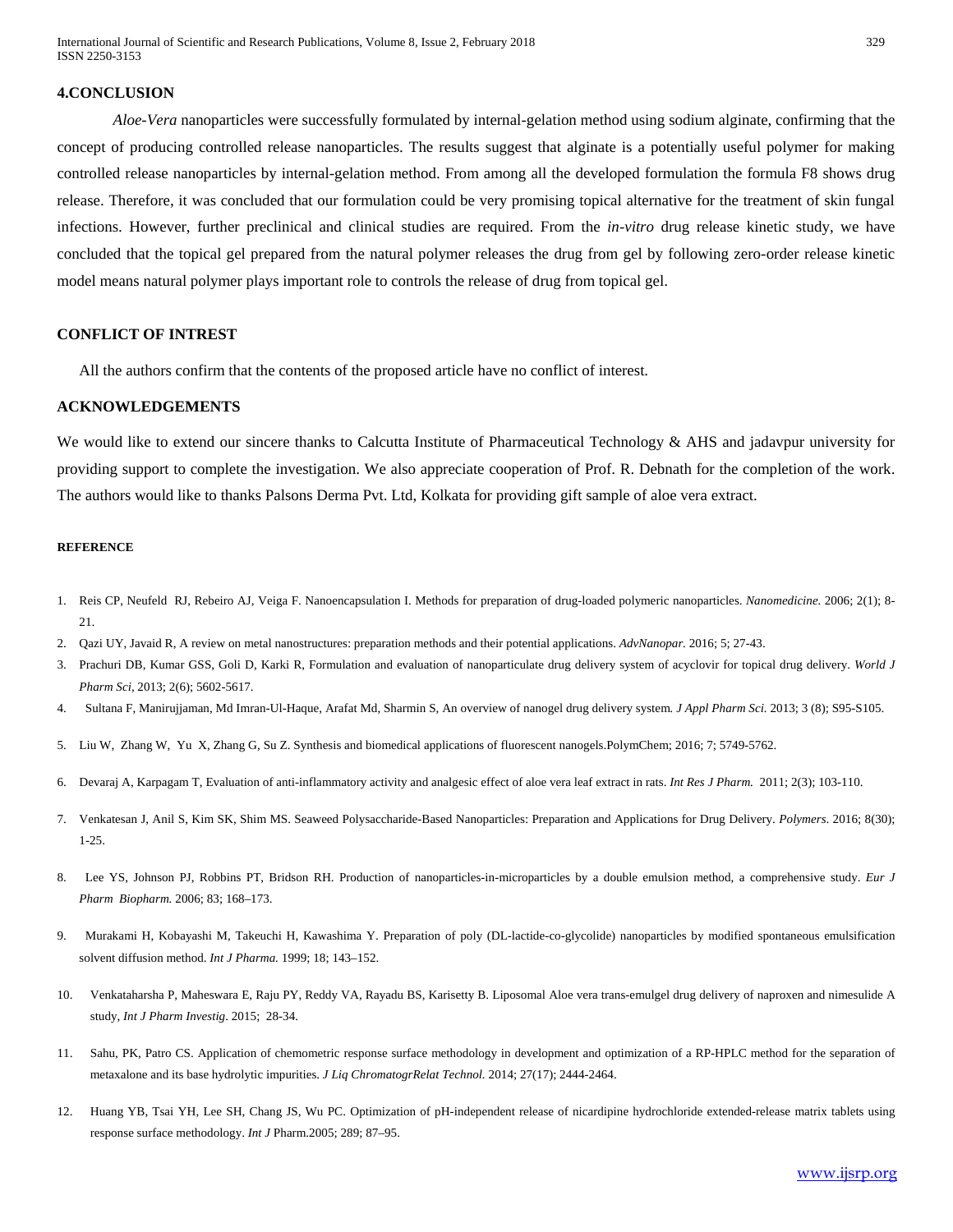## 4.CONCLUSION

*Aloe-Vera* nanoparticles were successfully formulated by internal-gelation method using sodium alginate, confirming that the concept of producing controlled release nanoparticles. The results suggest that alginate is a potentially useful polymer for making controlled release nanoparticles by internal-gelation method. From among all the developed formulation the formula F8 shows drug release. Therefore, it was concluded that our formulation could be very promising topical alternative for the treatment of skin fungal infections. However, further preclinical and clinical studies are required. From the *in-vitro* drug release kinetic study, we have concluded that the topical gel prepared from the natural polymer releases the drug from gel by following zero-order release kinetic model means natural polymer plays important role to controls the release of drug from topical gel.

## CONFLICT OF INTREST

All the authors confirm that the contents of the proposed article have no conflict of interest.

## ACKNOWLEDGEMENTS

We would like to extend our sincere thanks to Calcutta Institute of Pharmaceutical Technology & AHS and jadavpur university for providing support to complete the investigation. We also appreciate cooperation of Prof. R. Debnath for the completion of the work. The authors would like to thanks Palsons Derma Pvt. Ltd, Kolkata for providing gift sample of aloe vera extract.

### REFERENCE

1. Reis CP, Neufeld RJ, Rebeiro AJ, Veiga F. Nanoencapsulation I. Methods for preparation of drug-loaded polymeric nanoparticles. *Nanomedicine.* 2006; 2(1); 8-21.
2. Qazi UY, Javaid R, A review on metal nanostructures: preparation methods and their potential applications. *AdvNanopar.* 2016; 5; 27-43.
3. Prachuri DB, Kumar GSS, Goli D, Karki R, Formulation and evaluation of nanoparticulate drug delivery system of acyclovir for topical drug delivery. *World J Pharm Sci,* 2013; 2(6); 5602-5617.
4. Sultana F, Manirujjaman, Md Imran-Ul-Haque, Arafat Md, Sharmin S, An overview of nanogel drug delivery system*. J Appl Pharm Sci.* 2013; 3 (8); S95-S105.
5. Liu W, Zhang W, Yu X, Zhang G, Su Z. Synthesis and biomedical applications of fluorescent nanogels.PolymChem; 2016; 7; 5749-5762.
6. Devaraj A, Karpagam T, Evaluation of anti-inflammatory activity and analgesic effect of aloe vera leaf extract in rats. *Int Res J Pharm.* 2011; 2(3); 103-110.
7. Venkatesan J, Anil S, Kim SK, Shim MS. Seaweed Polysaccharide-Based Nanoparticles: Preparation and Applications for Drug Delivery. *Polymers*. 2016; 8(30); 1-25.
8. Lee YS, Johnson PJ, Robbins PT, Bridson RH. Production of nanoparticles-in-microparticles by a double emulsion method, a comprehensive study. *Eur J Pharm Biopharm.* 2006; 83; 168–173.
9. Murakami H, Kobayashi M, Takeuchi H, Kawashima Y. Preparation of poly (DL-lactide-co-glycolide) nanoparticles by modified spontaneous emulsification solvent diffusion method. *Int J Pharma.* 1999; 18; 143–152.
10. Venkataharsha P, Maheswara E, Raju PY, Reddy VA, Rayadu BS, Karisetty B. Liposomal Aloe vera trans-emulgel drug delivery of naproxen and nimesulide A study, *Int J Pharm Investig*. 2015; 28-34.
11. Sahu, PK, Patro CS. Application of chemometric response surface methodology in development and optimization of a RP-HPLC method for the separation of metaxalone and its base hydrolytic impurities. *J Liq ChromatogrRelat Technol.* 2014; 27(17); 2444-2464.
12. Huang YB, Tsai YH, Lee SH, Chang JS, Wu PC. Optimization of pH-independent release of nicardipine hydrochloride extended-release matrix tablets using response surface methodology. *Int J* Pharm.2005; 289; 87–95.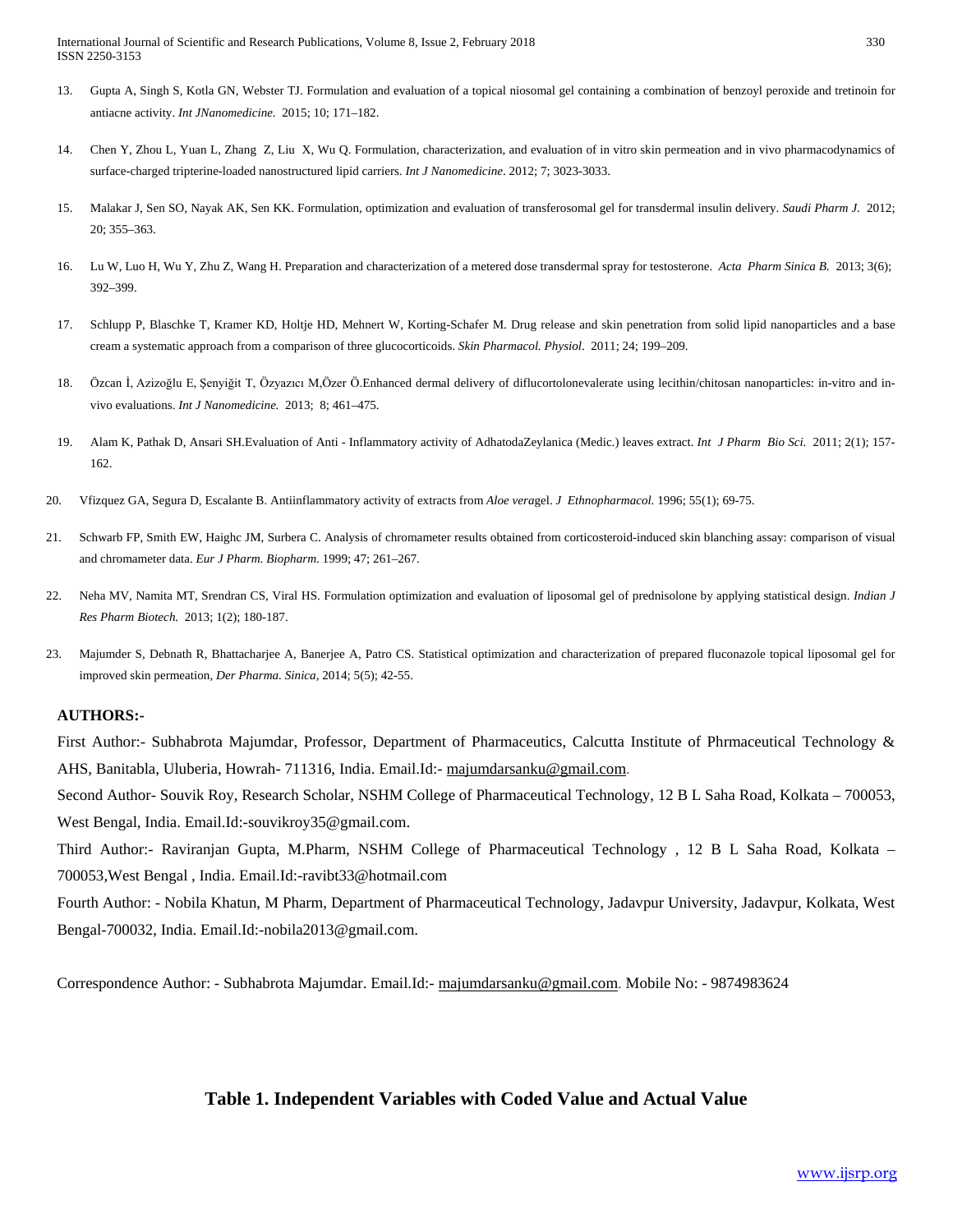13. Gupta A, Singh S, Kotla GN, Webster TJ. Formulation and evaluation of a topical niosomal gel containing a combination of benzoyl peroxide and tretinoin for antiacne activity. *Int JNanomedicine.* 2015; 10; 171–182.

14. Chen Y, Zhou L, Yuan L, Zhang Z, Liu X, Wu Q. Formulation, characterization, and evaluation of in vitro skin permeation and in vivo pharmacodynamics of surface-charged tripterine-loaded nanostructured lipid carriers. *Int J Nanomedicine*. 2012; 7; 3023-3033.

15. Malakar J, Sen SO, Nayak AK, Sen KK. Formulation, optimization and evaluation of transferosomal gel for transdermal insulin delivery. *Saudi Pharm J.* 2012; 20; 355–363.

16. Lu W, Luo H, Wu Y, Zhu Z, Wang H. Preparation and characterization of a metered dose transdermal spray for testosterone. *Acta Pharm Sinica B.* 2013; 3(6); 392–399.

17. Schlupp P, Blaschke T, Kramer KD, Holtje HD, Mehnert W, Korting-Schafer M. Drug release and skin penetration from solid lipid nanoparticles and a base cream a systematic approach from a comparison of three glucocorticoids. *Skin Pharmacol. Physiol*. 2011; 24; 199–209.

18. Özcan İ, Azizoğlu E, Şenyiğit T, Özyazıcı M,Özer Ö.Enhanced dermal delivery of diflucortolonevalerate using lecithin/chitosan nanoparticles: in-vitro and in-vivo evaluations. *Int J Nanomedicine.* 2013; 8; 461–475.

19. Alam K, Pathak D, Ansari SH.Evaluation of Anti - Inflammatory activity of AdhatodaZeylanica (Medic.) leaves extract. *Int J Pharm Bio Sci.* 2011; 2(1); 157-162.

20. Vfizquez GA, Segura D, Escalante B. Antiinflammatory activity of extracts from *Aloe vera*gel. *J Ethnopharmacol.* 1996; 55(1); 69-75.

21. Schwarb FP, Smith EW, Haighc JM, Surbera C. Analysis of chromameter results obtained from corticosteroid-induced skin blanching assay: comparison of visual and chromameter data. *Eur J Pharm. Biopharm.* 1999; 47; 261–267.

22. Neha MV, Namita MT, Srendran CS, Viral HS. Formulation optimization and evaluation of liposomal gel of prednisolone by applying statistical design. *Indian J Res Pharm Biotech.* 2013; 1(2); 180-187.

23. Majumder S, Debnath R, Bhattacharjee A, Banerjee A, Patro CS. Statistical optimization and characterization of prepared fluconazole topical liposomal gel for improved skin permeation, *Der Pharma. Sinica*, 2014; 5(5); 42-55.

**AUTHORS:-**

First Author:- Subhabrota Majumdar, Professor, Department of Pharmaceutics, Calcutta Institute of Phrmaceutical Technology & AHS, Banitabla, Uluberia, Howrah- 711316, India. Email.Id:- majumdarsanku@gmail.com.

Second Author- Souvik Roy, Research Scholar, NSHM College of Pharmaceutical Technology, 12 B L Saha Road, Kolkata – 700053, West Bengal, India. Email.Id:-souvikroy35@gmail.com.

Third Author:- Raviranjan Gupta, M.Pharm, NSHM College of Pharmaceutical Technology , 12 B L Saha Road, Kolkata – 700053,West Bengal , India. Email.Id:-ravibt33@hotmail.com

Fourth Author: - Nobila Khatun, M Pharm, Department of Pharmaceutical Technology, Jadavpur University, Jadavpur, Kolkata, West Bengal-700032, India. Email.Id:-nobila2013@gmail.com.

Correspondence Author: - Subhabrota Majumdar. Email.Id:- majumdarsanku@gmail.com. Mobile No: - 9874983624

**Table 1. Independent Variables with Coded Value and Actual Value**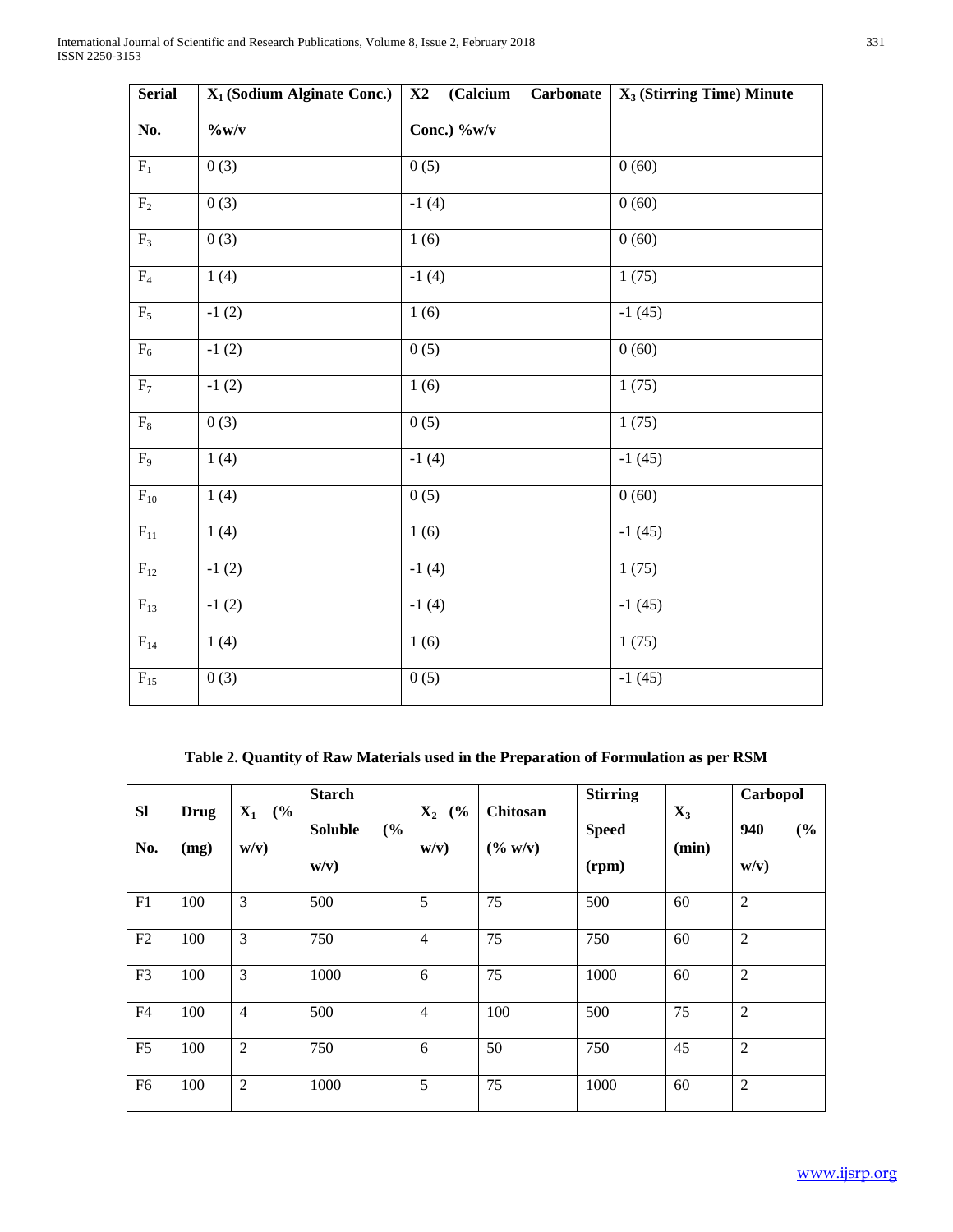| Serial No. | $X_1$ (Sodium Alginate Conc.) %w/v | X2 (Calcium Carbonate Conc.) %w/v | $X_3$ (Stirring Time) Minute |
|---|---|---|---|
| $F_1$ | 0 (3) | 0 (5) | 0 (60) |
| $F_2$ | 0 (3) | -1 (4) | 0 (60) |
| $F_3$ | 0 (3) | 1 (6) | 0 (60) |
| $F_4$ | 1 (4) | -1 (4) | 1 (75) |
| $F_5$ | -1 (2) | 1 (6) | -1 (45) |
| $F_6$ | -1 (2) | 0 (5) | 0 (60) |
| $F_7$ | -1 (2) | 1 (6) | 1 (75) |
| $F_8$ | 0 (3) | 0 (5) | 1 (75) |
| $F_9$ | 1 (4) | -1 (4) | -1 (45) |
| $F_{10}$ | 1 (4) | 0 (5) | 0 (60) |
| $F_{11}$ | 1 (4) | 1 (6) | -1 (45) |
| $F_{12}$ | -1 (2) | -1 (4) | 1 (75) |
| $F_{13}$ | -1 (2) | -1 (4) | -1 (45) |
| $F_{14}$ | 1 (4) | 1 (6) | 1 (75) |
| $F_{15}$ | 0 (3) | 0 (5) | -1 (45) |

**Table 2. Quantity of Raw Materials used in the Preparation of Formulation as per RSM**

| Sl No. | Drug (mg) | $X_1$ (% w/v) | Starch Soluble (% w/v) | $X_2$ (% w/v) | Chitosan (% w/v) | Stirring Speed (rpm) | $X_3$ (min) | Carbopol 940 (% w/v) |
|---|---|---|---|---|---|---|---|---|
| F1 | 100 | 3 | 500 | 5 | 75 | 500 | 60 | 2 |
| F2 | 100 | 3 | 750 | 4 | 75 | 750 | 60 | 2 |
| F3 | 100 | 3 | 1000 | 6 | 75 | 1000 | 60 | 2 |
| F4 | 100 | 4 | 500 | 4 | 100 | 500 | 75 | 2 |
| F5 | 100 | 2 | 750 | 6 | 50 | 750 | 45 | 2 |
| F6 | 100 | 2 | 1000 | 5 | 75 | 1000 | 60 | 2 |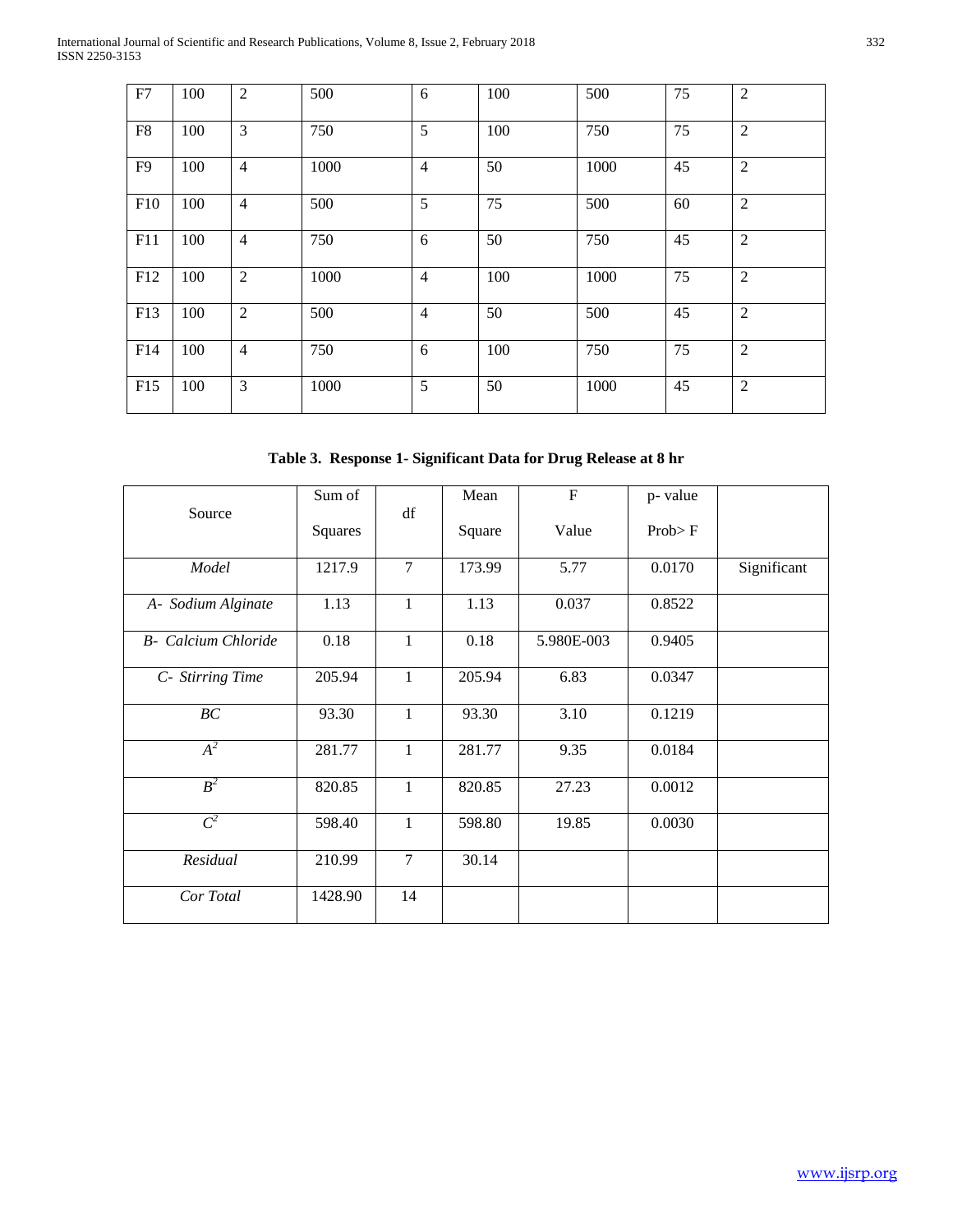| F7 | 100 | 2 | 500 | 6 | 100 | 500 | 75 | 2 |
|---|---|---|---|---|---|---|---|---|
| F8 | 100 | 3 | 750 | 5 | 100 | 750 | 75 | 2 |
| F9 | 100 | 4 | 1000 | 4 | 50 | 1000 | 45 | 2 |
| F10 | 100 | 4 | 500 | 5 | 75 | 500 | 60 | 2 |
| F11 | 100 | 4 | 750 | 6 | 50 | 750 | 45 | 2 |
| F12 | 100 | 2 | 1000 | 4 | 100 | 1000 | 75 | 2 |
| F13 | 100 | 2 | 500 | 4 | 50 | 500 | 45 | 2 |
| F14 | 100 | 4 | 750 | 6 | 100 | 750 | 75 | 2 |
| F15 | 100 | 3 | 1000 | 5 | 50 | 1000 | 45 | 2 |

**Table 3. Response 1- Significant Data for Drug Release at 8 hr**

| Source | Sum of Squares | df | Mean Square | F Value | p- value Prob> F | |
|---|---|---|---|---|---|---|
| *Model* | 1217.9 | 7 | 173.99 | 5.77 | 0.0170 | Significant |
| *A- Sodium Alginate* | 1.13 | 1 | 1.13 | 0.037 | 0.8522 | |
| *B- Calcium Chloride* | 0.18 | 1 | 0.18 | 5.980E-003 | 0.9405 | |
| *C- Stirring Time* | 205.94 | 1 | 205.94 | 6.83 | 0.0347 | |
| *BC* | 93.30 | 1 | 93.30 | 3.10 | 0.1219 | |
| $A^2$ | 281.77 | 1 | 281.77 | 9.35 | 0.0184 | |
| $B^2$ | 820.85 | 1 | 820.85 | 27.23 | 0.0012 | |
| $C^2$ | 598.40 | 1 | 598.80 | 19.85 | 0.0030 | |
| *Residual* | 210.99 | 7 | 30.14 | | | |
| *Cor Total* | 1428.90 | 14 | | | | |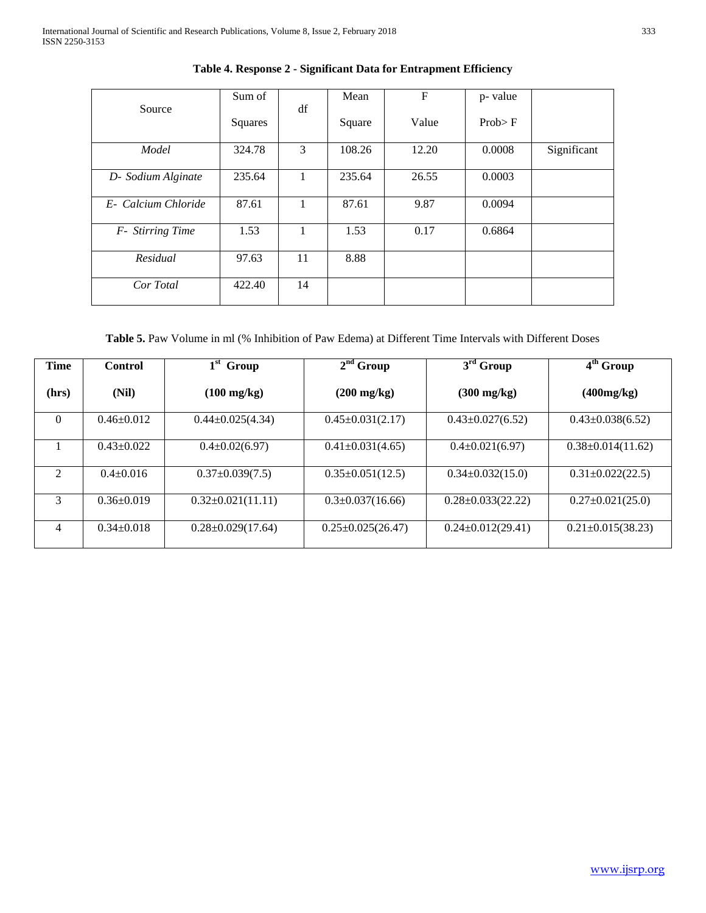**Table 4. Response 2 - Significant Data for Entrapment Efficiency**

| Source | Sum of Squares | df | Mean Square | F Value | p- value Prob> F | |
|---|---|---|---|---|---|---|
| *Model* | 324.78 | 3 | 108.26 | 12.20 | 0.0008 | Significant |
| *D- Sodium Alginate* | 235.64 | 1 | 235.64 | 26.55 | 0.0003 | |
| *E- Calcium Chloride* | 87.61 | 1 | 87.61 | 9.87 | 0.0094 | |
| *F- Stirring Time* | 1.53 | 1 | 1.53 | 0.17 | 0.6864 | |
| *Residual* | 97.63 | 11 | 8.88 | | | |
| *Cor Total* | 422.40 | 14 | | | | |

**Table 5.** Paw Volume in ml (% Inhibition of Paw Edema) at Different Time Intervals with Different Doses

| **Time (hrs)** | **Control (Nil)** | **1st Group (100 mg/kg)** | **2nd Group (200 mg/kg)** | **3rd Group (300 mg/kg)** | **4th Group (400mg/kg)** |
|---|---|---|---|---|---|
| 0 | 0.46±0.012 | 0.44±0.025(4.34) | 0.45±0.031(2.17) | 0.43±0.027(6.52) | 0.43±0.038(6.52) |
| 1 | 0.43±0.022 | 0.4±0.02(6.97) | 0.41±0.031(4.65) | 0.4±0.021(6.97) | 0.38±0.014(11.62) |
| 2 | 0.4±0.016 | 0.37±0.039(7.5) | 0.35±0.051(12.5) | 0.34±0.032(15.0) | 0.31±0.022(22.5) |
| 3 | 0.36±0.019 | 0.32±0.021(11.11) | 0.3±0.037(16.66) | 0.28±0.033(22.22) | 0.27±0.021(25.0) |
| 4 | 0.34±0.018 | 0.28±0.029(17.64) | 0.25±0.025(26.47) | 0.24±0.012(29.41) | 0.21±0.015(38.23) |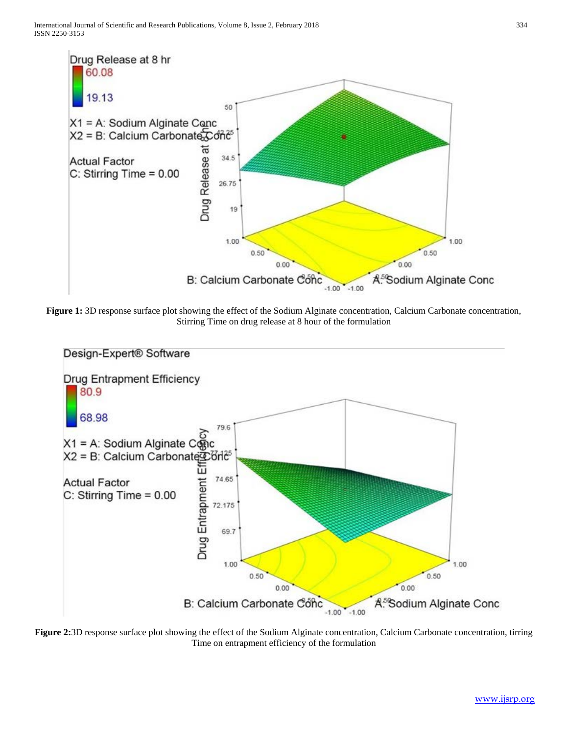**Figure 1:** 3D response surface plot showing the effect of the Sodium Alginate concentration, Calcium Carbonate concentration, Stirring Time on drug release at 8 hour of the formulation

**Figure 2:** 3D response surface plot showing the effect of the Sodium Alginate concentration, Calcium Carbonate concentration, tirring Time on entrapment efficiency of the formulation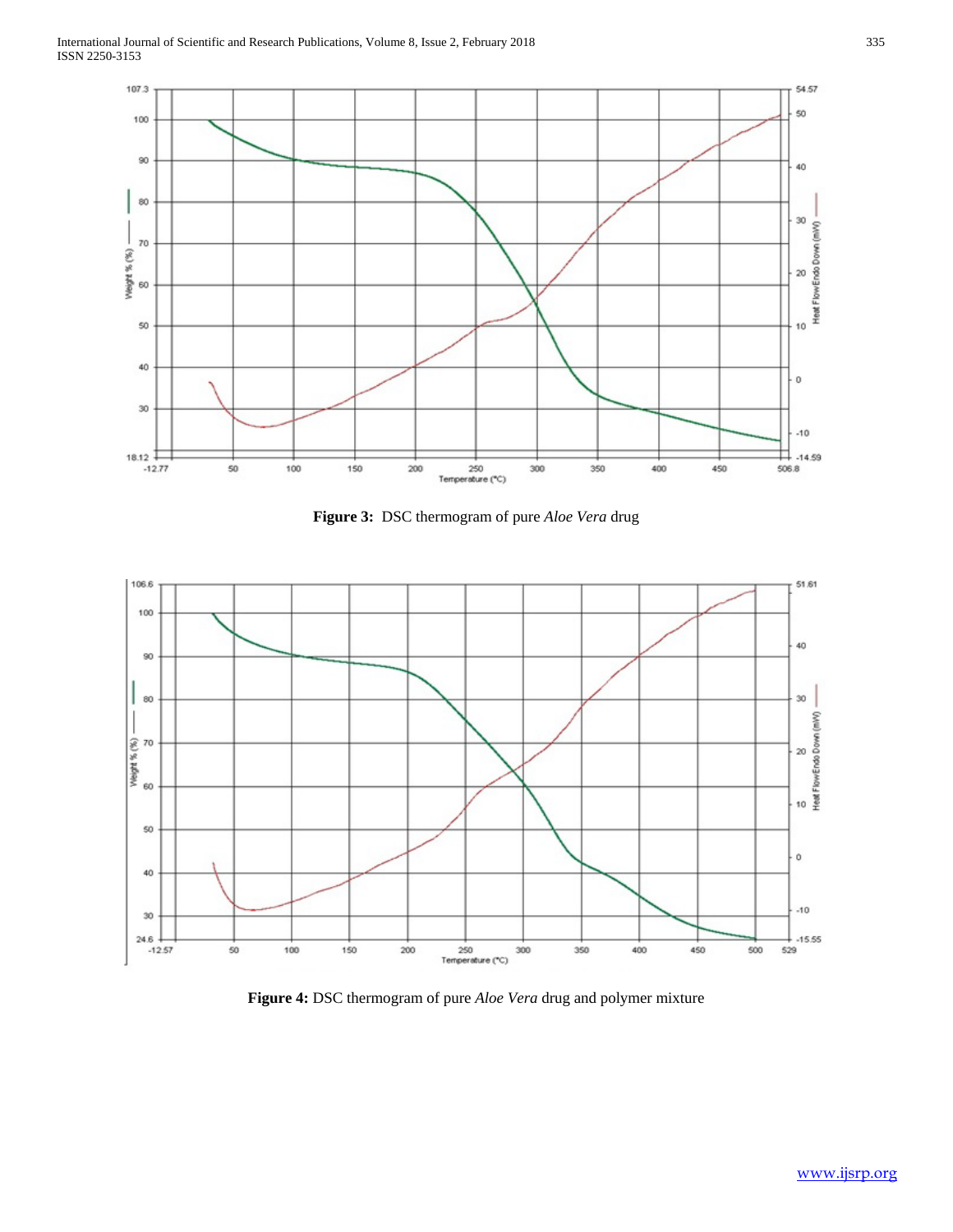**Figure 3:** DSC thermogram of pure *Aloe Vera* drug

**Figure 4:** DSC thermogram of pure *Aloe Vera* drug and polymer mixture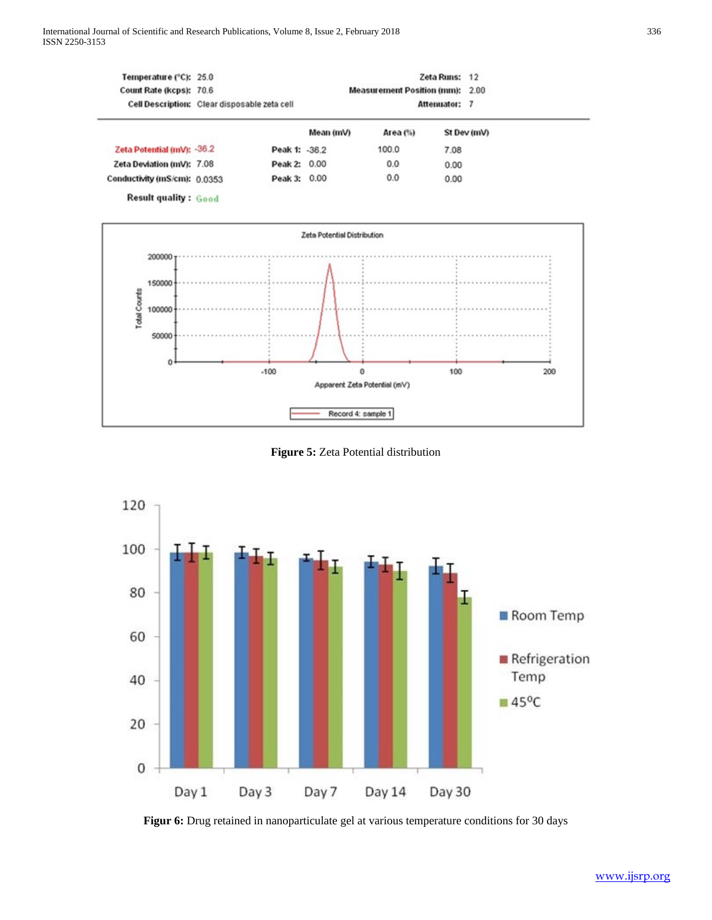**Figure 5:** Zeta Potential distribution

**Figur 6:** Drug retained in nanoparticulate gel at various temperature conditions for 30 days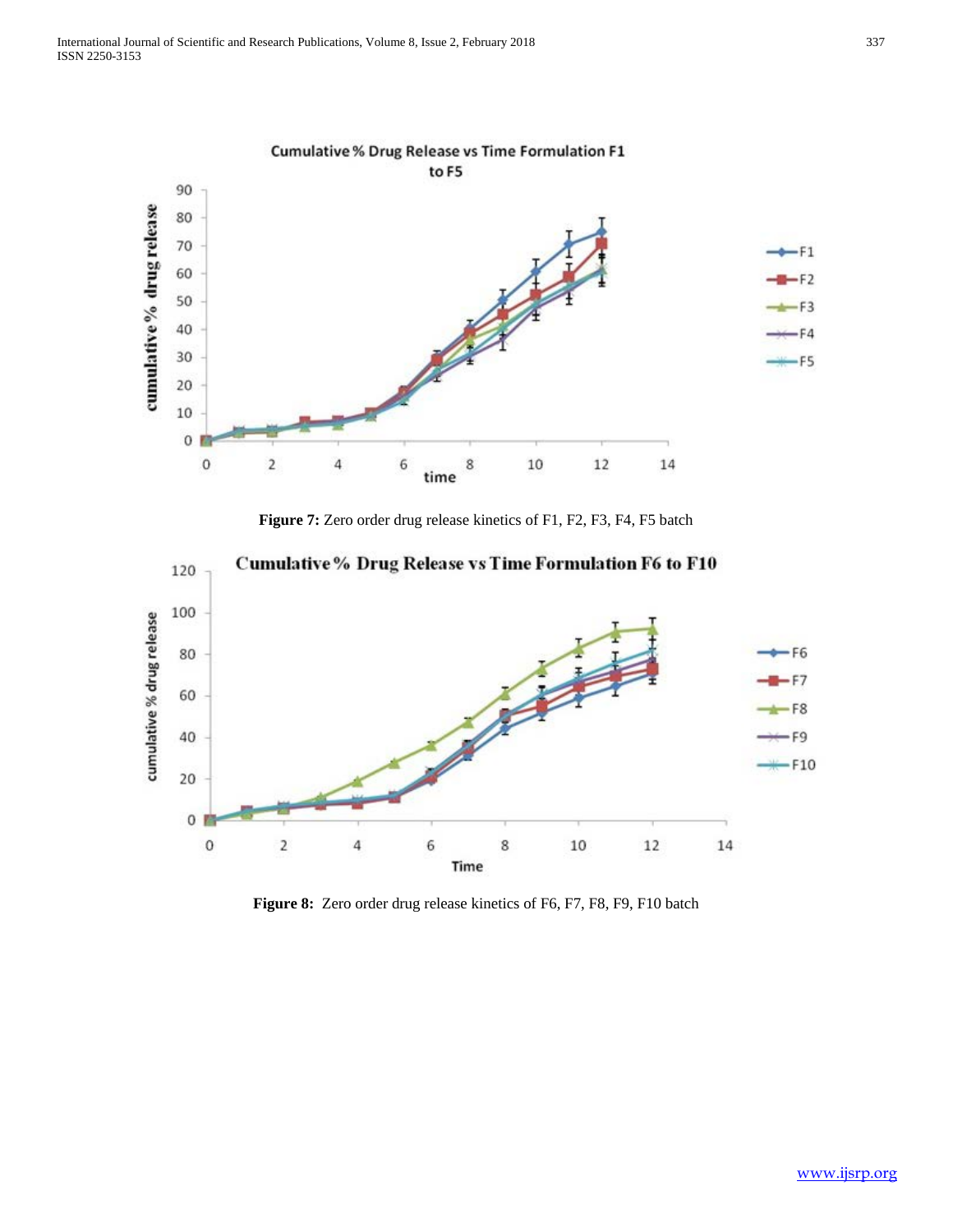Figure 7: Zero order drug release kinetics of F1, F2, F3, F4, F5 batch

Figure 8: Zero order drug release kinetics of F6, F7, F8, F9, F10 batch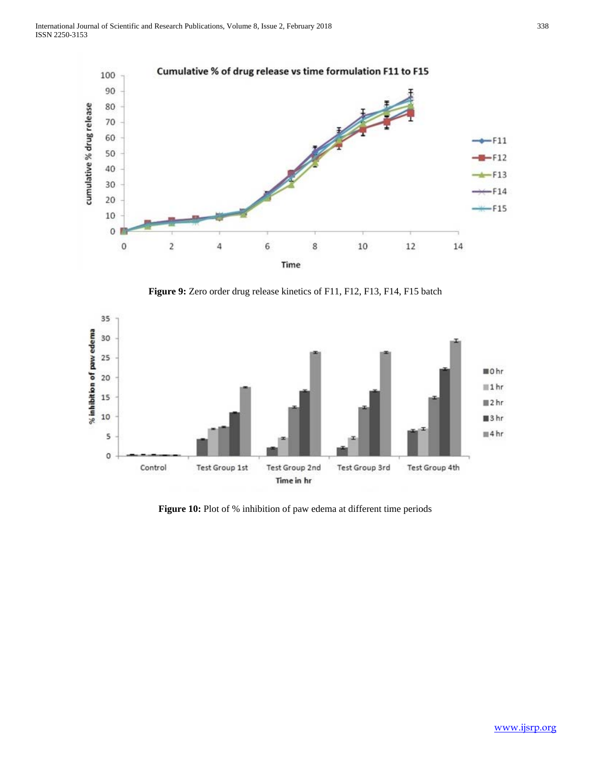**Figure 9:** Zero order drug release kinetics of F11, F12, F13, F14, F15 batch

**Figure 10:** Plot of % inhibition of paw edema at different time periods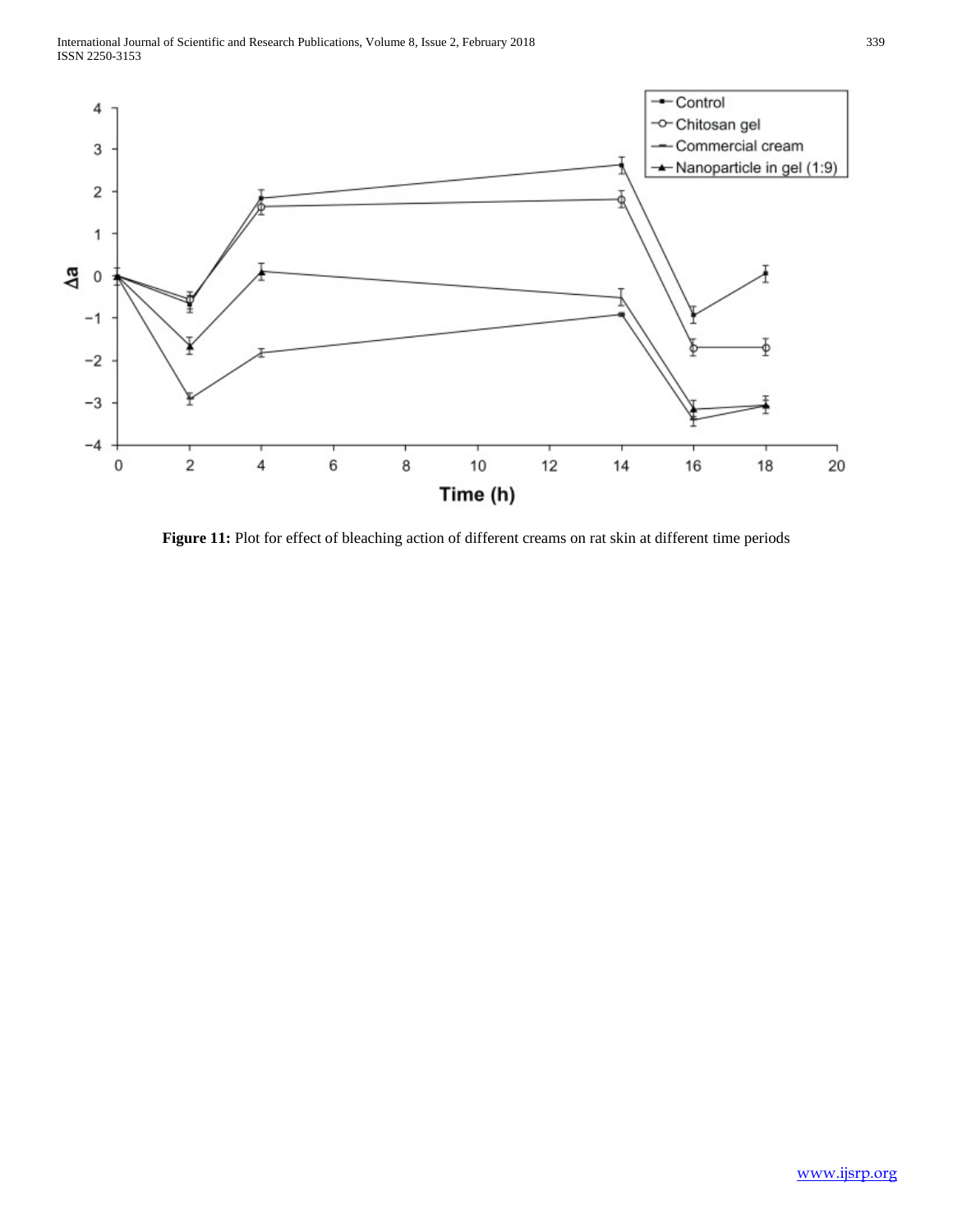Control
Chitosan gel
Commercial cream
Nanoparticle in gel (1:9)

Δa

4
3
2
1
0
−1
−2
−3
−4

0
2
4
6
8
10
12
14
16
18
20

Time (h)

**Figure 11:** Plot for effect of bleaching action of different creams on rat skin at different time periods